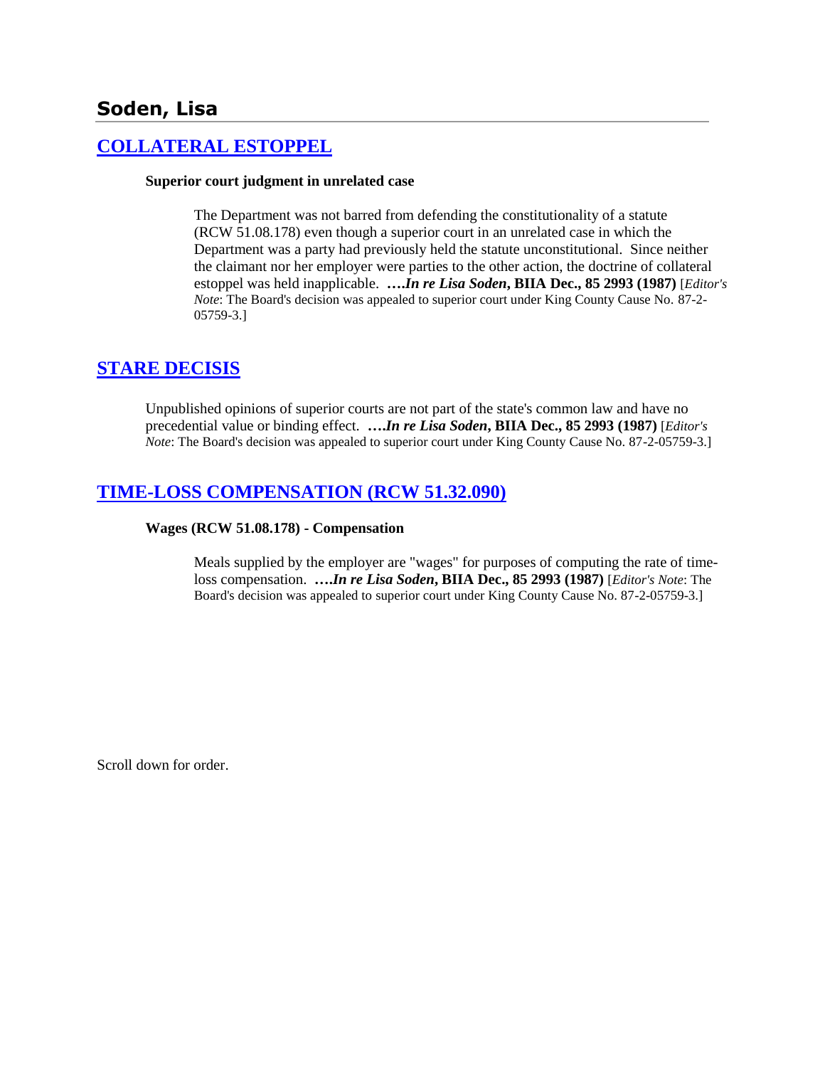## Soden, Lisa

### [COLLATERAL ESTOPPEL]

**Superior court judgment in unrelated case**

The Department was not barred from defending the constitutionality of a statute (RCW 51.08.178) even though a superior court in an unrelated case in which the Department was a party had previously held the statute unconstitutional. Since neither the claimant nor her employer were parties to the other action, the doctrine of collateral estoppel was held inapplicable. **….*In re Lisa Soden*, BIIA Dec., 85 2993 (1987)** [*Editor's Note*: The Board's decision was appealed to superior court under King County Cause No. 87-2-05759-3.]

### [STARE DECISIS]

Unpublished opinions of superior courts are not part of the state's common law and have no precedential value or binding effect. **….*In re Lisa Soden*, BIIA Dec., 85 2993 (1987)** [*Editor's Note*: The Board's decision was appealed to superior court under King County Cause No. 87-2-05759-3.]

### [TIME-LOSS COMPENSATION (RCW 51.32.090)]

**Wages (RCW 51.08.178) - Compensation**

Meals supplied by the employer are "wages" for purposes of computing the rate of time-loss compensation. **….*In re Lisa Soden*, BIIA Dec., 85 2993 (1987)** [*Editor's Note*: The Board's decision was appealed to superior court under King County Cause No. 87-2-05759-3.]

Scroll down for order.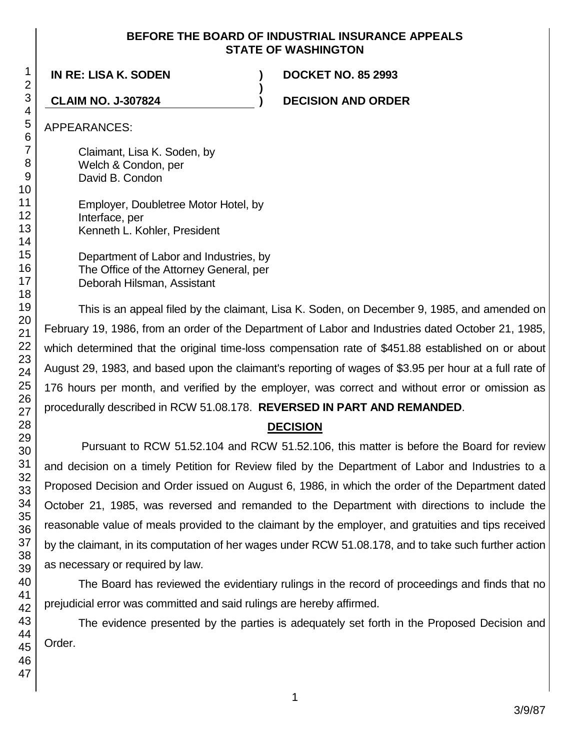**BEFORE THE BOARD OF INDUSTRIAL INSURANCE APPEALS**
**STATE OF WASHINGTON**

| | | |
|---|---|---|
| **IN RE: LISA K. SODEN** | **)** | **DOCKET NO. 85 2993** |
| | **)** | |
| **CLAIM NO. J-307824** | **)** | **DECISION AND ORDER** |

APPEARANCES:

Claimant, Lisa K. Soden, by
Welch & Condon, per
David B. Condon

Employer, Doubletree Motor Hotel, by
Interface, per
Kenneth L. Kohler, President

Department of Labor and Industries, by
The Office of the Attorney General, per
Deborah Hilsman, Assistant

This is an appeal filed by the claimant, Lisa K. Soden, on December 9, 1985, and amended on February 19, 1986, from an order of the Department of Labor and Industries dated October 21, 1985, which determined that the original time-loss compensation rate of $451.88 established on or about August 29, 1983, and based upon the claimant's reporting of wages of $3.95 per hour at a full rate of 176 hours per month, and verified by the employer, was correct and without error or omission as procedurally described in RCW 51.08.178. **REVERSED IN PART AND REMANDED**.

## DECISION

Pursuant to RCW 51.52.104 and RCW 51.52.106, this matter is before the Board for review and decision on a timely Petition for Review filed by the Department of Labor and Industries to a Proposed Decision and Order issued on August 6, 1986, in which the order of the Department dated October 21, 1985, was reversed and remanded to the Department with directions to include the reasonable value of meals provided to the claimant by the employer, and gratuities and tips received by the claimant, in its computation of her wages under RCW 51.08.178, and to take such further action as necessary or required by law.

The Board has reviewed the evidentiary rulings in the record of proceedings and finds that no prejudicial error was committed and said rulings are hereby affirmed.

The evidence presented by the parties is adequately set forth in the Proposed Decision and Order.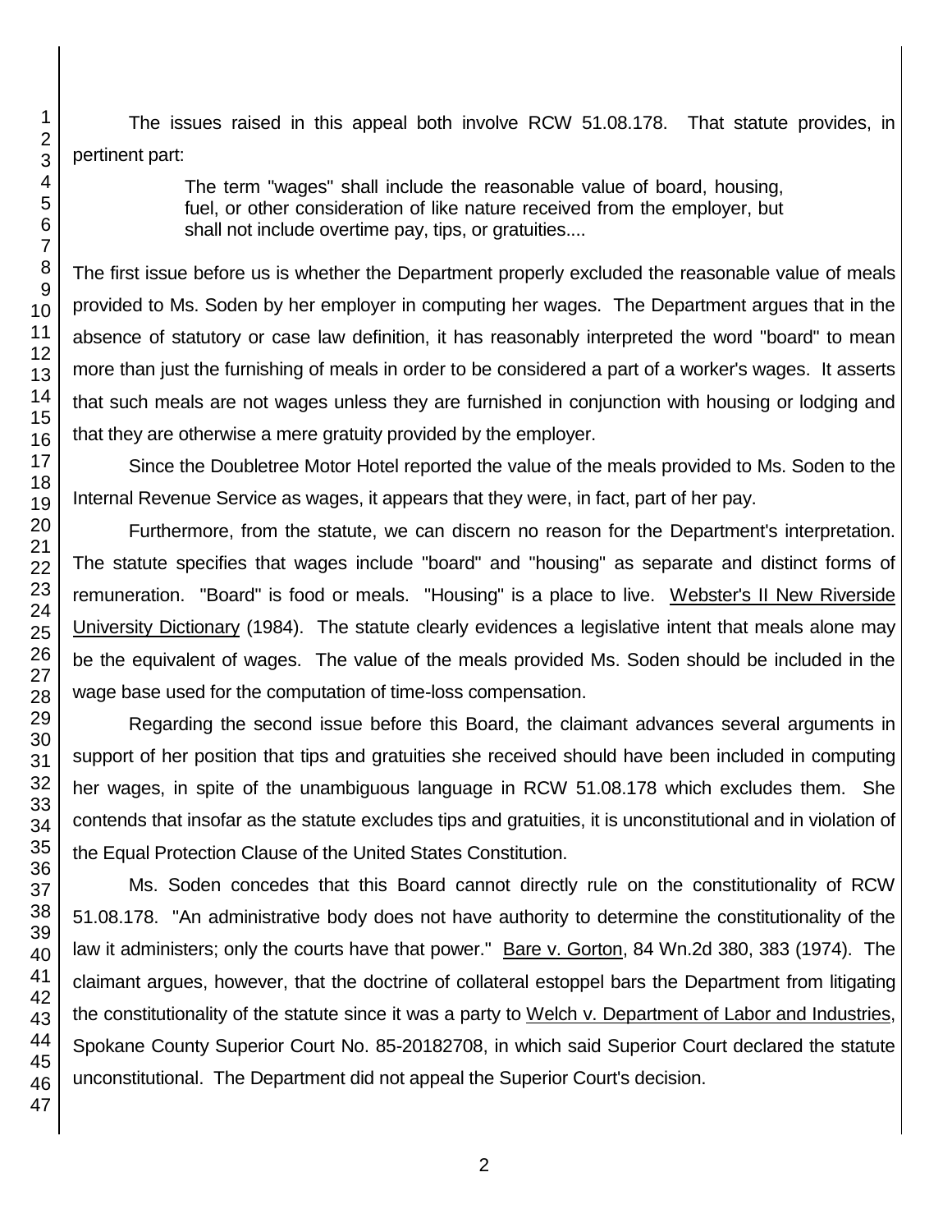The issues raised in this appeal both involve RCW 51.08.178. That statute provides, in pertinent part:

> The term "wages" shall include the reasonable value of board, housing, fuel, or other consideration of like nature received from the employer, but shall not include overtime pay, tips, or gratuities....

The first issue before us is whether the Department properly excluded the reasonable value of meals provided to Ms. Soden by her employer in computing her wages. The Department argues that in the absence of statutory or case law definition, it has reasonably interpreted the word "board" to mean more than just the furnishing of meals in order to be considered a part of a worker's wages. It asserts that such meals are not wages unless they are furnished in conjunction with housing or lodging and that they are otherwise a mere gratuity provided by the employer.

Since the Doubletree Motor Hotel reported the value of the meals provided to Ms. Soden to the Internal Revenue Service as wages, it appears that they were, in fact, part of her pay.

Furthermore, from the statute, we can discern no reason for the Department's interpretation. The statute specifies that wages include "board" and "housing" as separate and distinct forms of remuneration. "Board" is food or meals. "Housing" is a place to live. Webster's II New Riverside University Dictionary (1984). The statute clearly evidences a legislative intent that meals alone may be the equivalent of wages. The value of the meals provided Ms. Soden should be included in the wage base used for the computation of time-loss compensation.

Regarding the second issue before this Board, the claimant advances several arguments in support of her position that tips and gratuities she received should have been included in computing her wages, in spite of the unambiguous language in RCW 51.08.178 which excludes them. She contends that insofar as the statute excludes tips and gratuities, it is unconstitutional and in violation of the Equal Protection Clause of the United States Constitution.

Ms. Soden concedes that this Board cannot directly rule on the constitutionality of RCW 51.08.178. "An administrative body does not have authority to determine the constitutionality of the law it administers; only the courts have that power." Bare v. Gorton, 84 Wn.2d 380, 383 (1974). The claimant argues, however, that the doctrine of collateral estoppel bars the Department from litigating the constitutionality of the statute since it was a party to Welch v. Department of Labor and Industries, Spokane County Superior Court No. 85-20182708, in which said Superior Court declared the statute unconstitutional. The Department did not appeal the Superior Court's decision.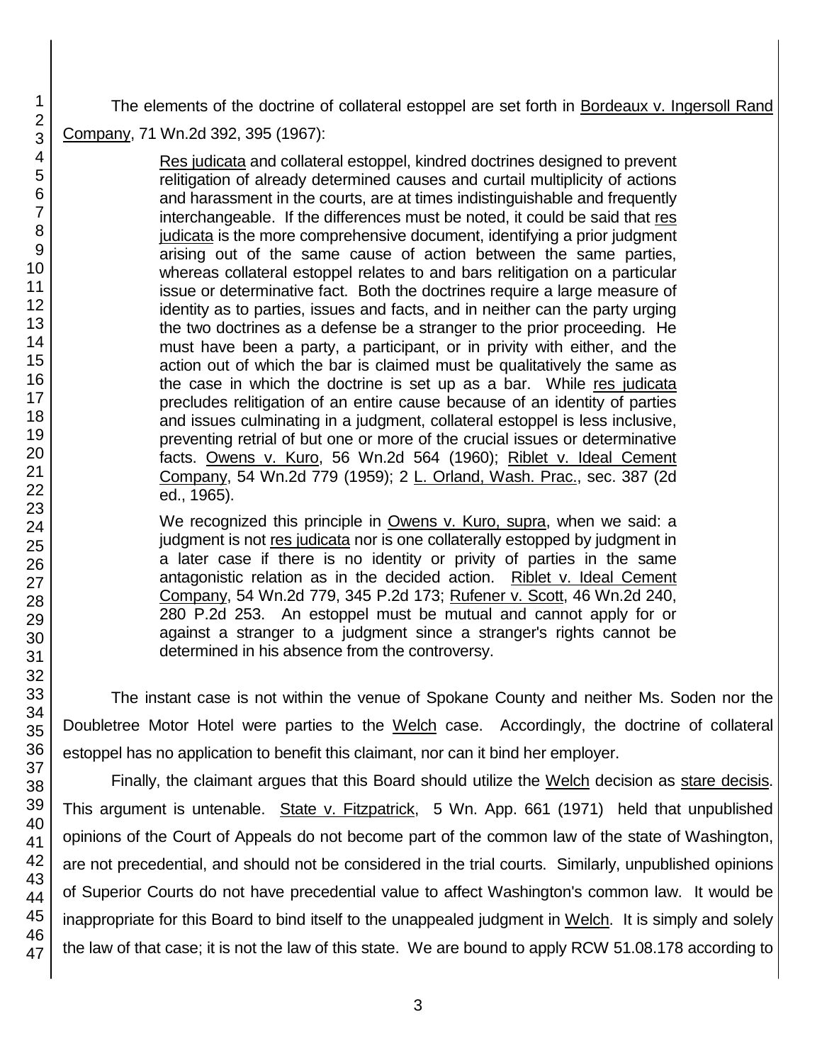The elements of the doctrine of collateral estoppel are set forth in Bordeaux v. Ingersoll Rand Company, 71 Wn.2d 392, 395 (1967):

> Res judicata and collateral estoppel, kindred doctrines designed to prevent relitigation of already determined causes and curtail multiplicity of actions and harassment in the courts, are at times indistinguishable and frequently interchangeable. If the differences must be noted, it could be said that res judicata is the more comprehensive document, identifying a prior judgment arising out of the same cause of action between the same parties, whereas collateral estoppel relates to and bars relitigation on a particular issue or determinative fact. Both the doctrines require a large measure of identity as to parties, issues and facts, and in neither can the party urging the two doctrines as a defense be a stranger to the prior proceeding. He must have been a party, a participant, or in privity with either, and the action out of which the bar is claimed must be qualitatively the same as the case in which the doctrine is set up as a bar. While res judicata precludes relitigation of an entire cause because of an identity of parties and issues culminating in a judgment, collateral estoppel is less inclusive, preventing retrial of but one or more of the crucial issues or determinative facts. Owens v. Kuro, 56 Wn.2d 564 (1960); Riblet v. Ideal Cement Company, 54 Wn.2d 779 (1959); 2 L. Orland, Wash. Prac., sec. 387 (2d ed., 1965).
>
> We recognized this principle in Owens v. Kuro, supra, when we said: a judgment is not res judicata nor is one collaterally estopped by judgment in a later case if there is no identity or privity of parties in the same antagonistic relation as in the decided action. Riblet v. Ideal Cement Company, 54 Wn.2d 779, 345 P.2d 173; Rufener v. Scott, 46 Wn.2d 240, 280 P.2d 253. An estoppel must be mutual and cannot apply for or against a stranger to a judgment since a stranger's rights cannot be determined in his absence from the controversy.

The instant case is not within the venue of Spokane County and neither Ms. Soden nor the Doubletree Motor Hotel were parties to the Welch case. Accordingly, the doctrine of collateral estoppel has no application to benefit this claimant, nor can it bind her employer.

Finally, the claimant argues that this Board should utilize the Welch decision as stare decisis. This argument is untenable. State v. Fitzpatrick, 5 Wn. App. 661 (1971) held that unpublished opinions of the Court of Appeals do not become part of the common law of the state of Washington, are not precedential, and should not be considered in the trial courts. Similarly, unpublished opinions of Superior Courts do not have precedential value to affect Washington's common law. It would be inappropriate for this Board to bind itself to the unappealed judgment in Welch. It is simply and solely the law of that case; it is not the law of this state. We are bound to apply RCW 51.08.178 according to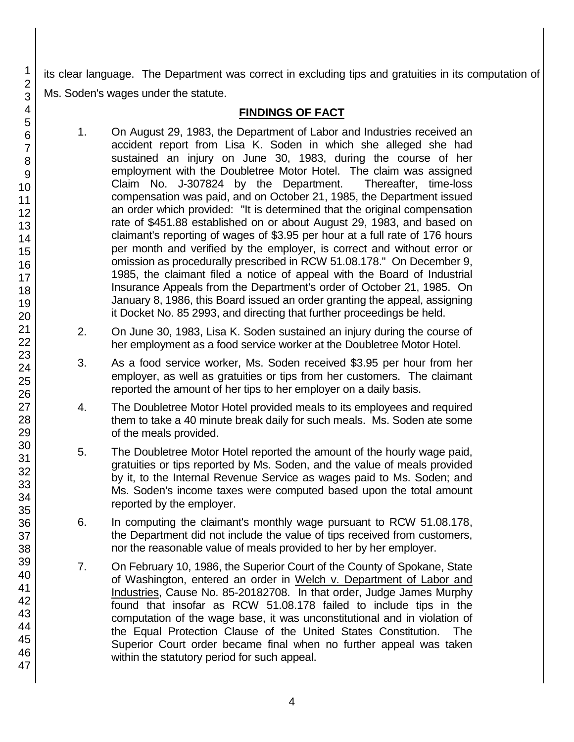its clear language. The Department was correct in excluding tips and gratuities in its computation of Ms. Soden's wages under the statute.

## FINDINGS OF FACT

1. On August 29, 1983, the Department of Labor and Industries received an accident report from Lisa K. Soden in which she alleged she had sustained an injury on June 30, 1983, during the course of her employment with the Doubletree Motor Hotel. The claim was assigned Claim No. J-307824 by the Department. Thereafter, time-loss compensation was paid, and on October 21, 1985, the Department issued an order which provided: "It is determined that the original compensation rate of $451.88 established on or about August 29, 1983, and based on claimant's reporting of wages of $3.95 per hour at a full rate of 176 hours per month and verified by the employer, is correct and without error or omission as procedurally prescribed in RCW 51.08.178." On December 9, 1985, the claimant filed a notice of appeal with the Board of Industrial Insurance Appeals from the Department's order of October 21, 1985. On January 8, 1986, this Board issued an order granting the appeal, assigning it Docket No. 85 2993, and directing that further proceedings be held.

2. On June 30, 1983, Lisa K. Soden sustained an injury during the course of her employment as a food service worker at the Doubletree Motor Hotel.

3. As a food service worker, Ms. Soden received $3.95 per hour from her employer, as well as gratuities or tips from her customers. The claimant reported the amount of her tips to her employer on a daily basis.

4. The Doubletree Motor Hotel provided meals to its employees and required them to take a 40 minute break daily for such meals. Ms. Soden ate some of the meals provided.

5. The Doubletree Motor Hotel reported the amount of the hourly wage paid, gratuities or tips reported by Ms. Soden, and the value of meals provided by it, to the Internal Revenue Service as wages paid to Ms. Soden; and Ms. Soden's income taxes were computed based upon the total amount reported by the employer.

6. In computing the claimant's monthly wage pursuant to RCW 51.08.178, the Department did not include the value of tips received from customers, nor the reasonable value of meals provided to her by her employer.

7. On February 10, 1986, the Superior Court of the County of Spokane, State of Washington, entered an order in Welch v. Department of Labor and Industries, Cause No. 85-20182708. In that order, Judge James Murphy found that insofar as RCW 51.08.178 failed to include tips in the computation of the wage base, it was unconstitutional and in violation of the Equal Protection Clause of the United States Constitution. The Superior Court order became final when no further appeal was taken within the statutory period for such appeal.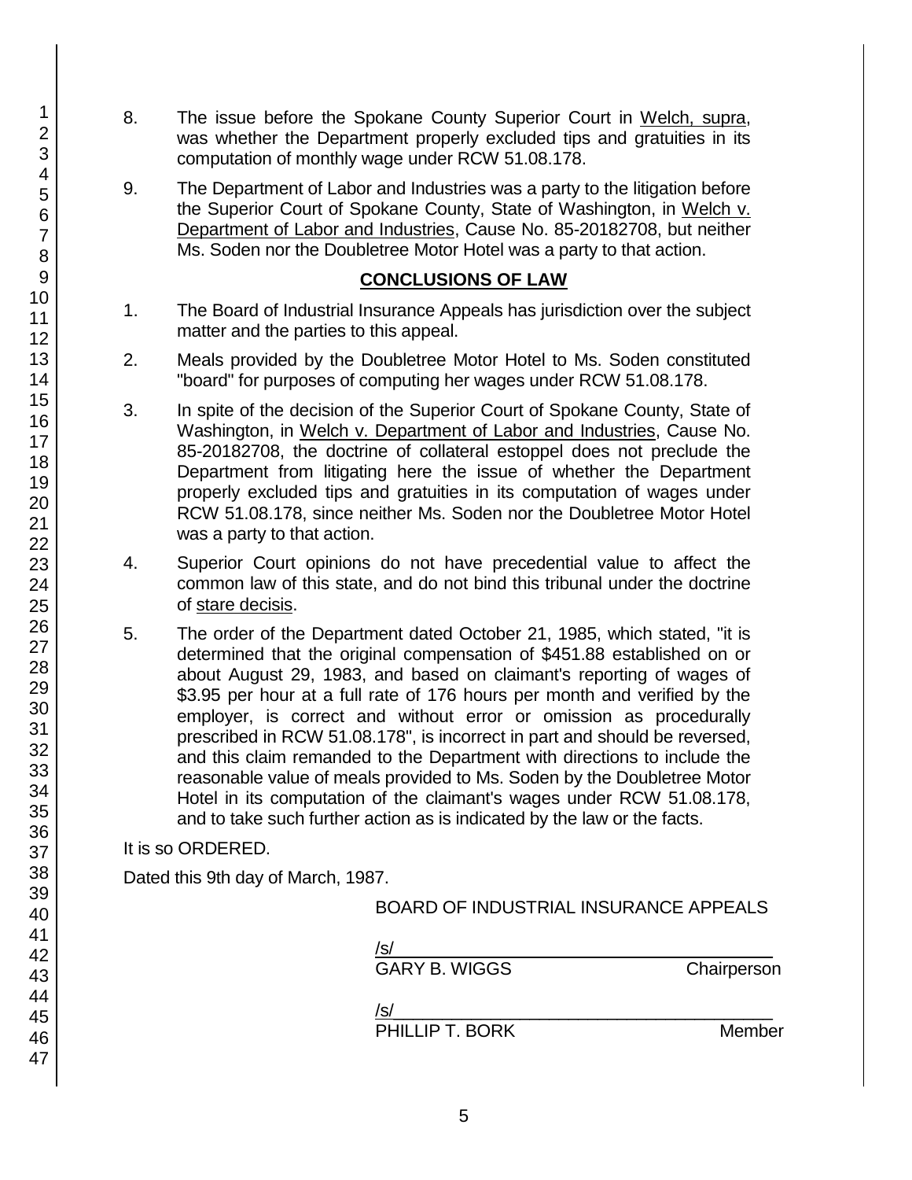8. The issue before the Spokane County Superior Court in Welch, supra, was whether the Department properly excluded tips and gratuities in its computation of monthly wage under RCW 51.08.178.

9. The Department of Labor and Industries was a party to the litigation before the Superior Court of Spokane County, State of Washington, in Welch v. Department of Labor and Industries, Cause No. 85-20182708, but neither Ms. Soden nor the Doubletree Motor Hotel was a party to that action.

## CONCLUSIONS OF LAW

1. The Board of Industrial Insurance Appeals has jurisdiction over the subject matter and the parties to this appeal.

2. Meals provided by the Doubletree Motor Hotel to Ms. Soden constituted "board" for purposes of computing her wages under RCW 51.08.178.

3. In spite of the decision of the Superior Court of Spokane County, State of Washington, in Welch v. Department of Labor and Industries, Cause No. 85-20182708, the doctrine of collateral estoppel does not preclude the Department from litigating here the issue of whether the Department properly excluded tips and gratuities in its computation of wages under RCW 51.08.178, since neither Ms. Soden nor the Doubletree Motor Hotel was a party to that action.

4. Superior Court opinions do not have precedential value to affect the common law of this state, and do not bind this tribunal under the doctrine of stare decisis.

5. The order of the Department dated October 21, 1985, which stated, "it is determined that the original compensation of $451.88 established on or about August 29, 1983, and based on claimant's reporting of wages of $3.95 per hour at a full rate of 176 hours per month and verified by the employer, is correct and without error or omission as procedurally prescribed in RCW 51.08.178", is incorrect in part and should be reversed, and this claim remanded to the Department with directions to include the reasonable value of meals provided to Ms. Soden by the Doubletree Motor Hotel in its computation of the claimant's wages under RCW 51.08.178, and to take such further action as is indicated by the law or the facts.

It is so ORDERED.

Dated this 9th day of March, 1987.

BOARD OF INDUSTRIAL INSURANCE APPEALS

/s/
GARY B. WIGGS Chairperson

/s/
PHILLIP T. BORK Member